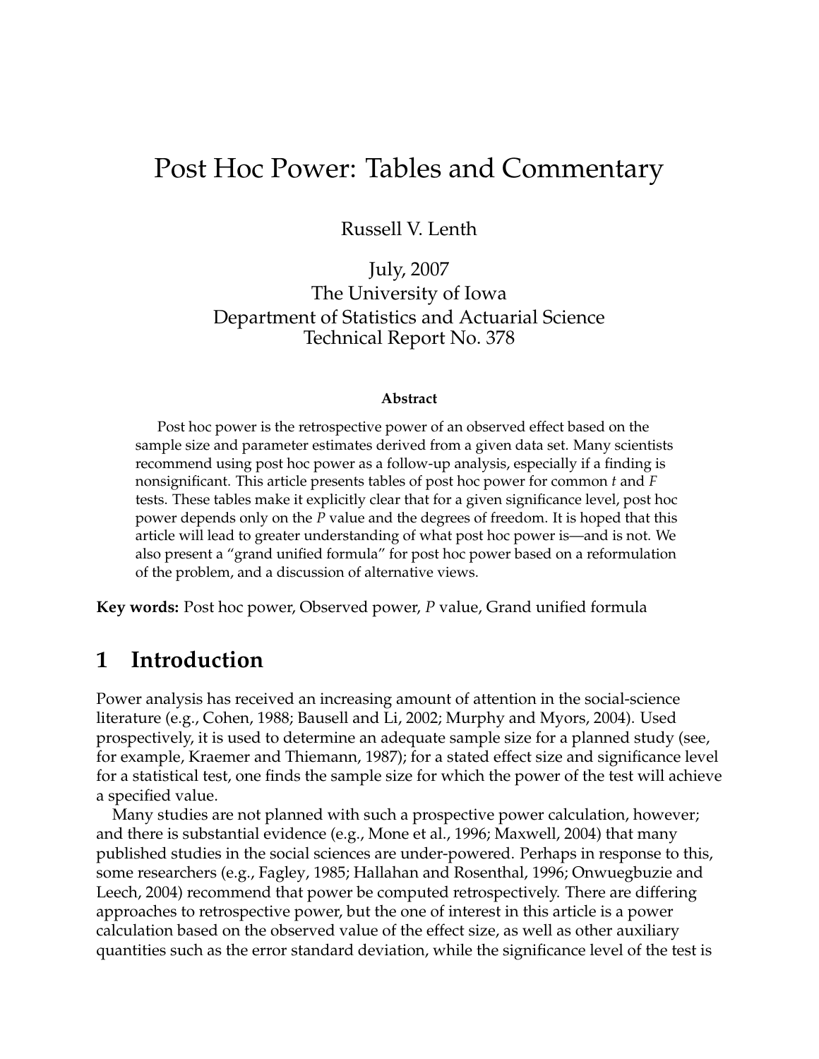# Post Hoc Power: Tables and Commentary

Russell V. Lenth

July, 2007
The University of Iowa
Department of Statistics and Actuarial Science
Technical Report No. 378

**Abstract**

Post hoc power is the retrospective power of an observed effect based on the sample size and parameter estimates derived from a given data set. Many scientists recommend using post hoc power as a follow-up analysis, especially if a finding is nonsignificant. This article presents tables of post hoc power for common *t* and *F* tests. These tables make it explicitly clear that for a given significance level, post hoc power depends only on the *P* value and the degrees of freedom. It is hoped that this article will lead to greater understanding of what post hoc power is—and is not. We also present a "grand unified formula" for post hoc power based on a reformulation of the problem, and a discussion of alternative views.

**Key words:** Post hoc power, Observed power, *P* value, Grand unified formula

## 1 Introduction

Power analysis has received an increasing amount of attention in the social-science literature (e.g., Cohen, 1988; Bausell and Li, 2002; Murphy and Myors, 2004). Used prospectively, it is used to determine an adequate sample size for a planned study (see, for example, Kraemer and Thiemann, 1987); for a stated effect size and significance level for a statistical test, one finds the sample size for which the power of the test will achieve a specified value.

Many studies are not planned with such a prospective power calculation, however; and there is substantial evidence (e.g., Mone et al., 1996; Maxwell, 2004) that many published studies in the social sciences are under-powered. Perhaps in response to this, some researchers (e.g., Fagley, 1985; Hallahan and Rosenthal, 1996; Onwuegbuzie and Leech, 2004) recommend that power be computed retrospectively. There are differing approaches to retrospective power, but the one of interest in this article is a power calculation based on the observed value of the effect size, as well as other auxiliary quantities such as the error standard deviation, while the significance level of the test is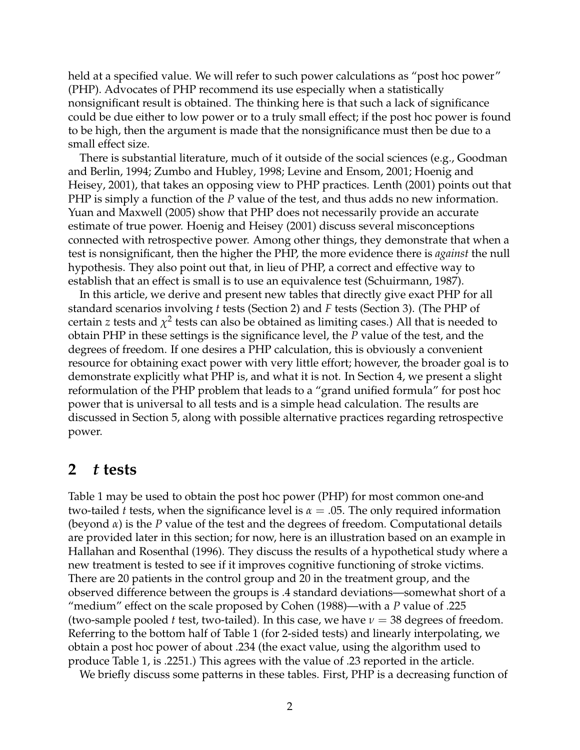held at a specified value. We will refer to such power calculations as "post hoc power" (PHP). Advocates of PHP recommend its use especially when a statistically nonsignificant result is obtained. The thinking here is that such a lack of significance could be due either to low power or to a truly small effect; if the post hoc power is found to be high, then the argument is made that the nonsignificance must then be due to a small effect size.

There is substantial literature, much of it outside of the social sciences (e.g., Goodman and Berlin, 1994; Zumbo and Hubley, 1998; Levine and Ensom, 2001; Hoenig and Heisey, 2001), that takes an opposing view to PHP practices. Lenth (2001) points out that PHP is simply a function of the $P$ value of the test, and thus adds no new information. Yuan and Maxwell (2005) show that PHP does not necessarily provide an accurate estimate of true power. Hoenig and Heisey (2001) discuss several misconceptions connected with retrospective power. Among other things, they demonstrate that when a test is nonsignificant, then the higher the PHP, the more evidence there is *against* the null hypothesis. They also point out that, in lieu of PHP, a correct and effective way to establish that an effect is small is to use an equivalence test (Schuirmann, 1987).

In this article, we derive and present new tables that directly give exact PHP for all standard scenarios involving $t$ tests (Section 2) and $F$ tests (Section 3). (The PHP of certain $z$ tests and $\chi^2$ tests can also be obtained as limiting cases.) All that is needed to obtain PHP in these settings is the significance level, the $P$ value of the test, and the degrees of freedom. If one desires a PHP calculation, this is obviously a convenient resource for obtaining exact power with very little effort; however, the broader goal is to demonstrate explicitly what PHP is, and what it is not. In Section 4, we present a slight reformulation of the PHP problem that leads to a "grand unified formula" for post hoc power that is universal to all tests and is a simple head calculation. The results are discussed in Section 5, along with possible alternative practices regarding retrospective power.

## 2 *t* tests

Table 1 may be used to obtain the post hoc power (PHP) for most common one-and two-tailed $t$ tests, when the significance level is $\alpha = .05$. The only required information (beyond $\alpha$) is the $P$ value of the test and the degrees of freedom. Computational details are provided later in this section; for now, here is an illustration based on an example in Hallahan and Rosenthal (1996). They discuss the results of a hypothetical study where a new treatment is tested to see if it improves cognitive functioning of stroke victims. There are 20 patients in the control group and 20 in the treatment group, and the observed difference between the groups is .4 standard deviations—somewhat short of a "medium" effect on the scale proposed by Cohen (1988)—with a $P$ value of .225 (two-sample pooled $t$ test, two-tailed). In this case, we have $\nu = 38$ degrees of freedom. Referring to the bottom half of Table 1 (for 2-sided tests) and linearly interpolating, we obtain a post hoc power of about .234 (the exact value, using the algorithm used to produce Table 1, is .2251.) This agrees with the value of .23 reported in the article.

We briefly discuss some patterns in these tables. First, PHP is a decreasing function of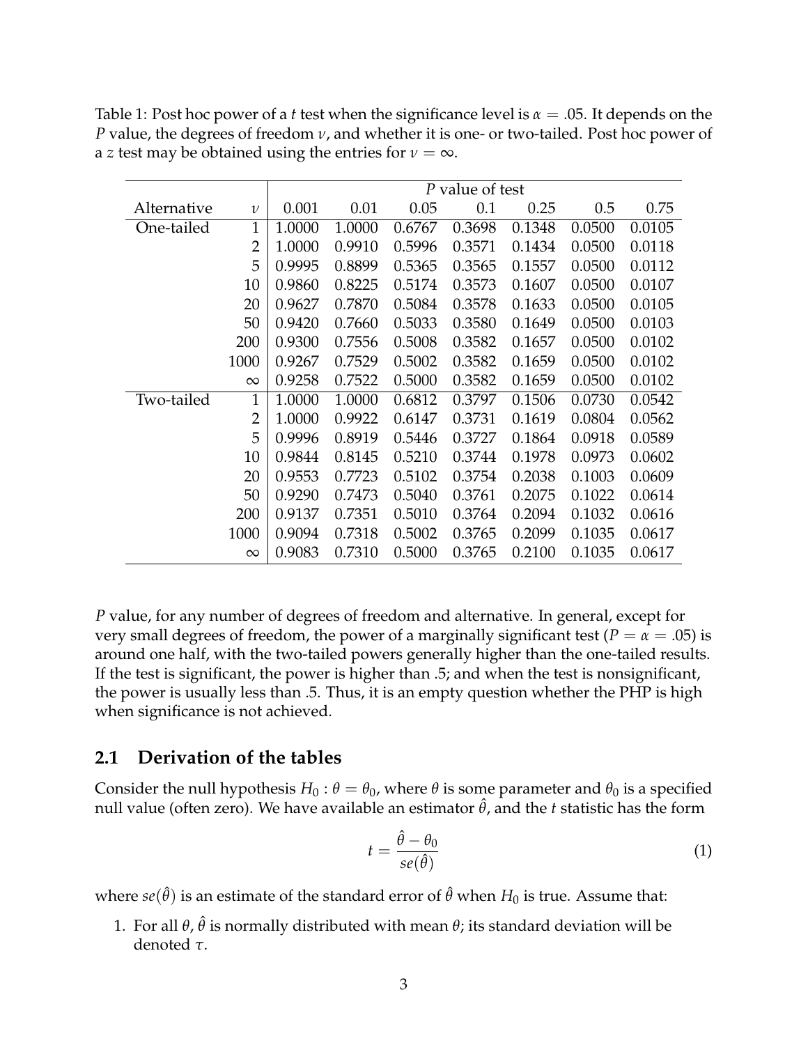Table 1: Post hoc power of a $t$ test when the significance level is $\alpha = .05$. It depends on the $P$ value, the degrees of freedom $\nu$, and whether it is one- or two-tailed. Post hoc power of a $z$ test may be obtained using the entries for $\nu = \infty$.

| | | *P* value of test | | | | | | |
|---|---|---|---|---|---|---|---|---|
| Alternative | $\nu$ | 0.001 | 0.01 | 0.05 | 0.1 | 0.25 | 0.5 | 0.75 |
| One-tailed | 1 | 1.0000 | 1.0000 | 0.6767 | 0.3698 | 0.1348 | 0.0500 | 0.0105 |
| | 2 | 1.0000 | 0.9910 | 0.5996 | 0.3571 | 0.1434 | 0.0500 | 0.0118 |
| | 5 | 0.9995 | 0.8899 | 0.5365 | 0.3565 | 0.1557 | 0.0500 | 0.0112 |
| | 10 | 0.9860 | 0.8225 | 0.5174 | 0.3573 | 0.1607 | 0.0500 | 0.0107 |
| | 20 | 0.9627 | 0.7870 | 0.5084 | 0.3578 | 0.1633 | 0.0500 | 0.0105 |
| | 50 | 0.9420 | 0.7660 | 0.5033 | 0.3580 | 0.1649 | 0.0500 | 0.0103 |
| | 200 | 0.9300 | 0.7556 | 0.5008 | 0.3582 | 0.1657 | 0.0500 | 0.0102 |
| | 1000 | 0.9267 | 0.7529 | 0.5002 | 0.3582 | 0.1659 | 0.0500 | 0.0102 |
| | $\infty$ | 0.9258 | 0.7522 | 0.5000 | 0.3582 | 0.1659 | 0.0500 | 0.0102 |
| Two-tailed | 1 | 1.0000 | 1.0000 | 0.6812 | 0.3797 | 0.1506 | 0.0730 | 0.0542 |
| | 2 | 1.0000 | 0.9922 | 0.6147 | 0.3731 | 0.1619 | 0.0804 | 0.0562 |
| | 5 | 0.9996 | 0.8919 | 0.5446 | 0.3727 | 0.1864 | 0.0918 | 0.0589 |
| | 10 | 0.9844 | 0.8145 | 0.5210 | 0.3744 | 0.1978 | 0.0973 | 0.0602 |
| | 20 | 0.9553 | 0.7723 | 0.5102 | 0.3754 | 0.2038 | 0.1003 | 0.0609 |
| | 50 | 0.9290 | 0.7473 | 0.5040 | 0.3761 | 0.2075 | 0.1022 | 0.0614 |
| | 200 | 0.9137 | 0.7351 | 0.5010 | 0.3764 | 0.2094 | 0.1032 | 0.0616 |
| | 1000 | 0.9094 | 0.7318 | 0.5002 | 0.3765 | 0.2099 | 0.1035 | 0.0617 |
| | $\infty$ | 0.9083 | 0.7310 | 0.5000 | 0.3765 | 0.2100 | 0.1035 | 0.0617 |

$P$ value, for any number of degrees of freedom and alternative. In general, except for very small degrees of freedom, the power of a marginally significant test ($P = \alpha = .05$) is around one half, with the two-tailed powers generally higher than the one-tailed results. If the test is significant, the power is higher than .5; and when the test is nonsignificant, the power is usually less than .5. Thus, it is an empty question whether the PHP is high when significance is not achieved.

## 2.1 Derivation of the tables

Consider the null hypothesis $H_0 : \theta = \theta_0$, where $\theta$ is some parameter and $\theta_0$ is a specified null value (often zero). We have available an estimator $\hat{\theta}$, and the $t$ statistic has the form

$$t = \frac{\hat{\theta} - \theta_0}{se(\hat{\theta})} \tag{1}$$

where $se(\hat{\theta})$ is an estimate of the standard error of $\hat{\theta}$ when $H_0$ is true. Assume that:

1. For all $\theta$, $\hat{\theta}$ is normally distributed with mean $\theta$; its standard deviation will be denoted $\tau$.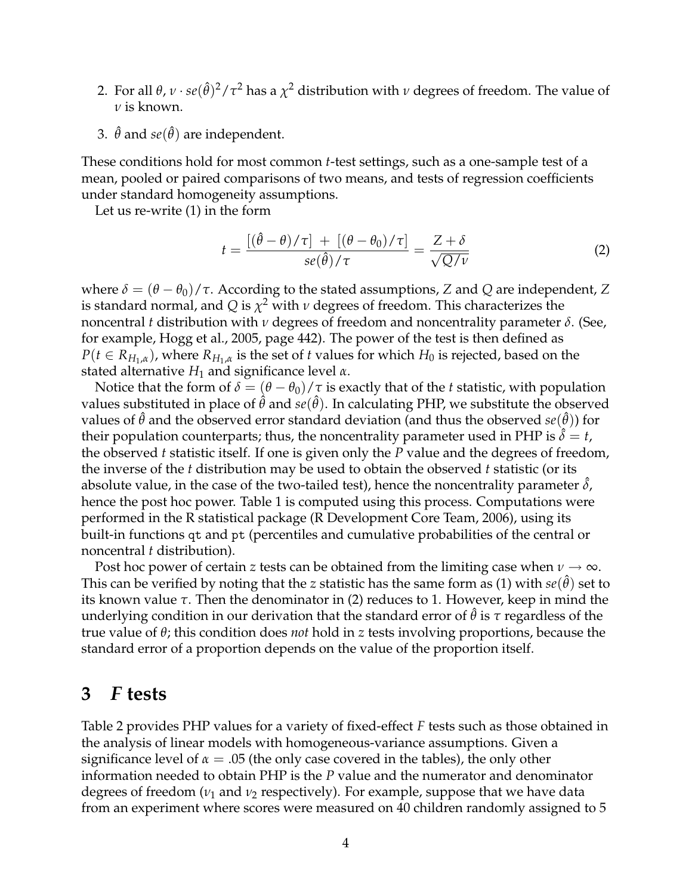2. For all $\theta$, $\nu \cdot se(\hat{\theta})^2/\tau^2$ has a $\chi^2$ distribution with $\nu$ degrees of freedom. The value of $\nu$ is known.

3. $\hat{\theta}$ and $se(\hat{\theta})$ are independent.

These conditions hold for most common $t$-test settings, such as a one-sample test of a mean, pooled or paired comparisons of two means, and tests of regression coefficients under standard homogeneity assumptions.

Let us re-write (1) in the form

$$t = \frac{[(\hat{\theta} - \theta)/\tau] \; + \; [(\theta - \theta_0)/\tau]}{se(\hat{\theta})/\tau} = \frac{Z + \delta}{\sqrt{Q/\nu}} \tag{2}$$

where $\delta = (\theta - \theta_0)/\tau$. According to the stated assumptions, $Z$ and $Q$ are independent, $Z$ is standard normal, and $Q$ is $\chi^2$ with $\nu$ degrees of freedom. This characterizes the noncentral $t$ distribution with $\nu$ degrees of freedom and noncentrality parameter $\delta$. (See, for example, Hogg et al., 2005, page 442). The power of the test is then defined as $P(t \in R_{H_1,\alpha})$, where $R_{H_1,\alpha}$ is the set of $t$ values for which $H_0$ is rejected, based on the stated alternative $H_1$ and significance level $\alpha$.

Notice that the form of $\delta = (\theta - \theta_0)/\tau$ is exactly that of the $t$ statistic, with population values substituted in place of $\hat{\theta}$ and $se(\hat{\theta})$. In calculating PHP, we substitute the observed values of $\hat{\theta}$ and the observed error standard deviation (and thus the observed $se(\hat{\theta})$) for their population counterparts; thus, the noncentrality parameter used in PHP is $\hat{\delta} = t$, the observed $t$ statistic itself. If one is given only the $P$ value and the degrees of freedom, the inverse of the $t$ distribution may be used to obtain the observed $t$ statistic (or its absolute value, in the case of the two-tailed test), hence the noncentrality parameter $\hat{\delta}$, hence the post hoc power. Table 1 is computed using this process. Computations were performed in the R statistical package (R Development Core Team, 2006), using its built-in functions `qt` and `pt` (percentiles and cumulative probabilities of the central or noncentral $t$ distribution).

Post hoc power of certain $z$ tests can be obtained from the limiting case when $\nu \to \infty$. This can be verified by noting that the $z$ statistic has the same form as (1) with $se(\hat{\theta})$ set to its known value $\tau$. Then the denominator in (2) reduces to 1. However, keep in mind the underlying condition in our derivation that the standard error of $\hat{\theta}$ is $\tau$ regardless of the true value of $\theta$; this condition does *not* hold in $z$ tests involving proportions, because the standard error of a proportion depends on the value of the proportion itself.

## 3 *F* tests

Table 2 provides PHP values for a variety of fixed-effect $F$ tests such as those obtained in the analysis of linear models with homogeneous-variance assumptions. Given a significance level of $\alpha = .05$ (the only case covered in the tables), the only other information needed to obtain PHP is the $P$ value and the numerator and denominator degrees of freedom ($\nu_1$ and $\nu_2$ respectively). For example, suppose that we have data from an experiment where scores were measured on 40 children randomly assigned to 5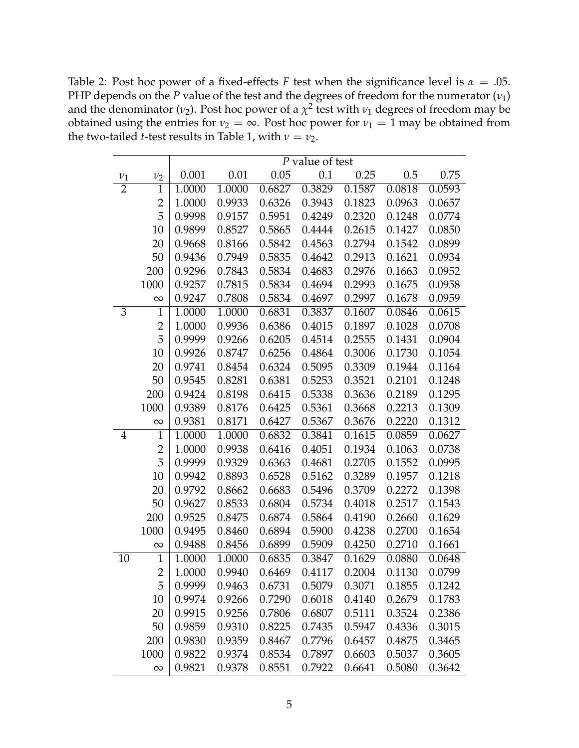Table 2: Post hoc power of a fixed-effects $F$ test when the significance level is $\alpha = .05$. PHP depends on the $P$ value of the test and the degrees of freedom for the numerator ($\nu_1$) and the denominator ($\nu_2$). Post hoc power of a $\chi^2$ test with $\nu_1$ degrees of freedom may be obtained using the entries for $\nu_2 = \infty$. Post hoc power for $\nu_1 = 1$ may be obtained from the two-tailed $t$-test results in Table 1, with $\nu = \nu_2$.

| | | *P* value of test | | | | | | |
|---|---|---|---|---|---|---|---|---|
| $\nu_1$ | $\nu_2$ | 0.001 | 0.01 | 0.05 | 0.1 | 0.25 | 0.5 | 0.75 |
| 2 | 1 | 1.0000 | 1.0000 | 0.6827 | 0.3829 | 0.1587 | 0.0818 | 0.0593 |
| | 2 | 1.0000 | 0.9933 | 0.6326 | 0.3943 | 0.1823 | 0.0963 | 0.0657 |
| | 5 | 0.9998 | 0.9157 | 0.5951 | 0.4249 | 0.2320 | 0.1248 | 0.0774 |
| | 10 | 0.9899 | 0.8527 | 0.5865 | 0.4444 | 0.2615 | 0.1427 | 0.0850 |
| | 20 | 0.9668 | 0.8166 | 0.5842 | 0.4563 | 0.2794 | 0.1542 | 0.0899 |
| | 50 | 0.9436 | 0.7949 | 0.5835 | 0.4642 | 0.2913 | 0.1621 | 0.0934 |
| | 200 | 0.9296 | 0.7843 | 0.5834 | 0.4683 | 0.2976 | 0.1663 | 0.0952 |
| | 1000 | 0.9257 | 0.7815 | 0.5834 | 0.4694 | 0.2993 | 0.1675 | 0.0958 |
| | $\infty$ | 0.9247 | 0.7808 | 0.5834 | 0.4697 | 0.2997 | 0.1678 | 0.0959 |
| 3 | 1 | 1.0000 | 1.0000 | 0.6831 | 0.3837 | 0.1607 | 0.0846 | 0.0615 |
| | 2 | 1.0000 | 0.9936 | 0.6386 | 0.4015 | 0.1897 | 0.1028 | 0.0708 |
| | 5 | 0.9999 | 0.9266 | 0.6205 | 0.4514 | 0.2555 | 0.1431 | 0.0904 |
| | 10 | 0.9926 | 0.8747 | 0.6256 | 0.4864 | 0.3006 | 0.1730 | 0.1054 |
| | 20 | 0.9741 | 0.8454 | 0.6324 | 0.5095 | 0.3309 | 0.1944 | 0.1164 |
| | 50 | 0.9545 | 0.8281 | 0.6381 | 0.5253 | 0.3521 | 0.2101 | 0.1248 |
| | 200 | 0.9424 | 0.8198 | 0.6415 | 0.5338 | 0.3636 | 0.2189 | 0.1295 |
| | 1000 | 0.9389 | 0.8176 | 0.6425 | 0.5361 | 0.3668 | 0.2213 | 0.1309 |
| | $\infty$ | 0.9381 | 0.8171 | 0.6427 | 0.5367 | 0.3676 | 0.2220 | 0.1312 |
| 4 | 1 | 1.0000 | 1.0000 | 0.6832 | 0.3841 | 0.1615 | 0.0859 | 0.0627 |
| | 2 | 1.0000 | 0.9938 | 0.6416 | 0.4051 | 0.1934 | 0.1063 | 0.0738 |
| | 5 | 0.9999 | 0.9329 | 0.6363 | 0.4681 | 0.2705 | 0.1552 | 0.0995 |
| | 10 | 0.9942 | 0.8893 | 0.6528 | 0.5162 | 0.3289 | 0.1957 | 0.1218 |
| | 20 | 0.9792 | 0.8662 | 0.6683 | 0.5496 | 0.3709 | 0.2272 | 0.1398 |
| | 50 | 0.9627 | 0.8533 | 0.6804 | 0.5734 | 0.4018 | 0.2517 | 0.1543 |
| | 200 | 0.9525 | 0.8475 | 0.6874 | 0.5864 | 0.4190 | 0.2660 | 0.1629 |
| | 1000 | 0.9495 | 0.8460 | 0.6894 | 0.5900 | 0.4238 | 0.2700 | 0.1654 |
| | $\infty$ | 0.9488 | 0.8456 | 0.6899 | 0.5909 | 0.4250 | 0.2710 | 0.1661 |
| 10 | 1 | 1.0000 | 1.0000 | 0.6835 | 0.3847 | 0.1629 | 0.0880 | 0.0648 |
| | 2 | 1.0000 | 0.9940 | 0.6469 | 0.4117 | 0.2004 | 0.1130 | 0.0799 |
| | 5 | 0.9999 | 0.9463 | 0.6731 | 0.5079 | 0.3071 | 0.1855 | 0.1242 |
| | 10 | 0.9974 | 0.9266 | 0.7290 | 0.6018 | 0.4140 | 0.2679 | 0.1783 |
| | 20 | 0.9915 | 0.9256 | 0.7806 | 0.6807 | 0.5111 | 0.3524 | 0.2386 |
| | 50 | 0.9859 | 0.9310 | 0.8225 | 0.7435 | 0.5947 | 0.4336 | 0.3015 |
| | 200 | 0.9830 | 0.9359 | 0.8467 | 0.7796 | 0.6457 | 0.4875 | 0.3465 |
| | 1000 | 0.9822 | 0.9374 | 0.8534 | 0.7897 | 0.6603 | 0.5037 | 0.3605 |
| | $\infty$ | 0.9821 | 0.9378 | 0.8551 | 0.7922 | 0.6641 | 0.5080 | 0.3642 |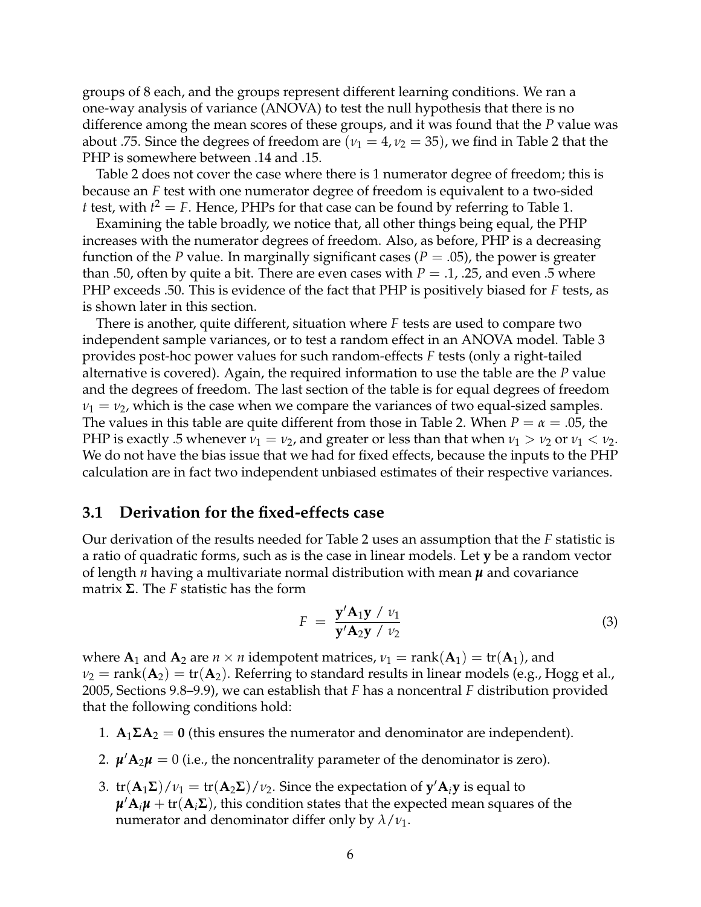groups of 8 each, and the groups represent different learning conditions. We ran a one-way analysis of variance (ANOVA) to test the null hypothesis that there is no difference among the mean scores of these groups, and it was found that the *P* value was about .75. Since the degrees of freedom are $(\nu_1 = 4, \nu_2 = 35)$, we find in Table 2 that the PHP is somewhere between .14 and .15.

Table 2 does not cover the case where there is 1 numerator degree of freedom; this is because an *F* test with one numerator degree of freedom is equivalent to a two-sided *t* test, with $t^2 = F$. Hence, PHPs for that case can be found by referring to Table 1.

Examining the table broadly, we notice that, all other things being equal, the PHP increases with the numerator degrees of freedom. Also, as before, PHP is a decreasing function of the *P* value. In marginally significant cases ($P = .05$), the power is greater than .50, often by quite a bit. There are even cases with $P = .1$, .25, and even .5 where PHP exceeds .50. This is evidence of the fact that PHP is positively biased for *F* tests, as is shown later in this section.

There is another, quite different, situation where *F* tests are used to compare two independent sample variances, or to test a random effect in an ANOVA model. Table 3 provides post-hoc power values for such random-effects *F* tests (only a right-tailed alternative is covered). Again, the required information to use the table are the *P* value and the degrees of freedom. The last section of the table is for equal degrees of freedom $\nu_1 = \nu_2$, which is the case when we compare the variances of two equal-sized samples. The values in this table are quite different from those in Table 2. When $P = \alpha = .05$, the PHP is exactly .5 whenever $\nu_1 = \nu_2$, and greater or less than that when $\nu_1 > \nu_2$ or $\nu_1 < \nu_2$. We do not have the bias issue that we had for fixed effects, because the inputs to the PHP calculation are in fact two independent unbiased estimates of their respective variances.

## 3.1 Derivation for the fixed-effects case

Our derivation of the results needed for Table 2 uses an assumption that the *F* statistic is a ratio of quadratic forms, such as is the case in linear models. Let $\mathbf{y}$ be a random vector of length $n$ having a multivariate normal distribution with mean $\boldsymbol{\mu}$ and covariance matrix $\boldsymbol{\Sigma}$. The *F* statistic has the form

$$F = \frac{\mathbf{y}'\mathbf{A}_1\mathbf{y} \ / \ \nu_1}{\mathbf{y}'\mathbf{A}_2\mathbf{y} \ / \ \nu_2} \tag{3}$$

where $\mathbf{A}_1$ and $\mathbf{A}_2$ are $n \times n$ idempotent matrices, $\nu_1 = \text{rank}(\mathbf{A}_1) = \text{tr}(\mathbf{A}_1)$, and $\nu_2 = \text{rank}(\mathbf{A}_2) = \text{tr}(\mathbf{A}_2)$. Referring to standard results in linear models (e.g., Hogg et al., 2005, Sections 9.8–9.9), we can establish that *F* has a noncentral *F* distribution provided that the following conditions hold:

1. $\mathbf{A}_1\boldsymbol{\Sigma}\mathbf{A}_2 = \mathbf{0}$ (this ensures the numerator and denominator are independent).
2. $\boldsymbol{\mu}'\mathbf{A}_2\boldsymbol{\mu} = 0$ (i.e., the noncentrality parameter of the denominator is zero).
3. $\text{tr}(\mathbf{A}_1\boldsymbol{\Sigma})/\nu_1 = \text{tr}(\mathbf{A}_2\boldsymbol{\Sigma})/\nu_2$. Since the expectation of $\mathbf{y}'\mathbf{A}_i\mathbf{y}$ is equal to $\boldsymbol{\mu}'\mathbf{A}_i\boldsymbol{\mu} + \text{tr}(\mathbf{A}_i\boldsymbol{\Sigma})$, this condition states that the expected mean squares of the numerator and denominator differ only by $\lambda/\nu_1$.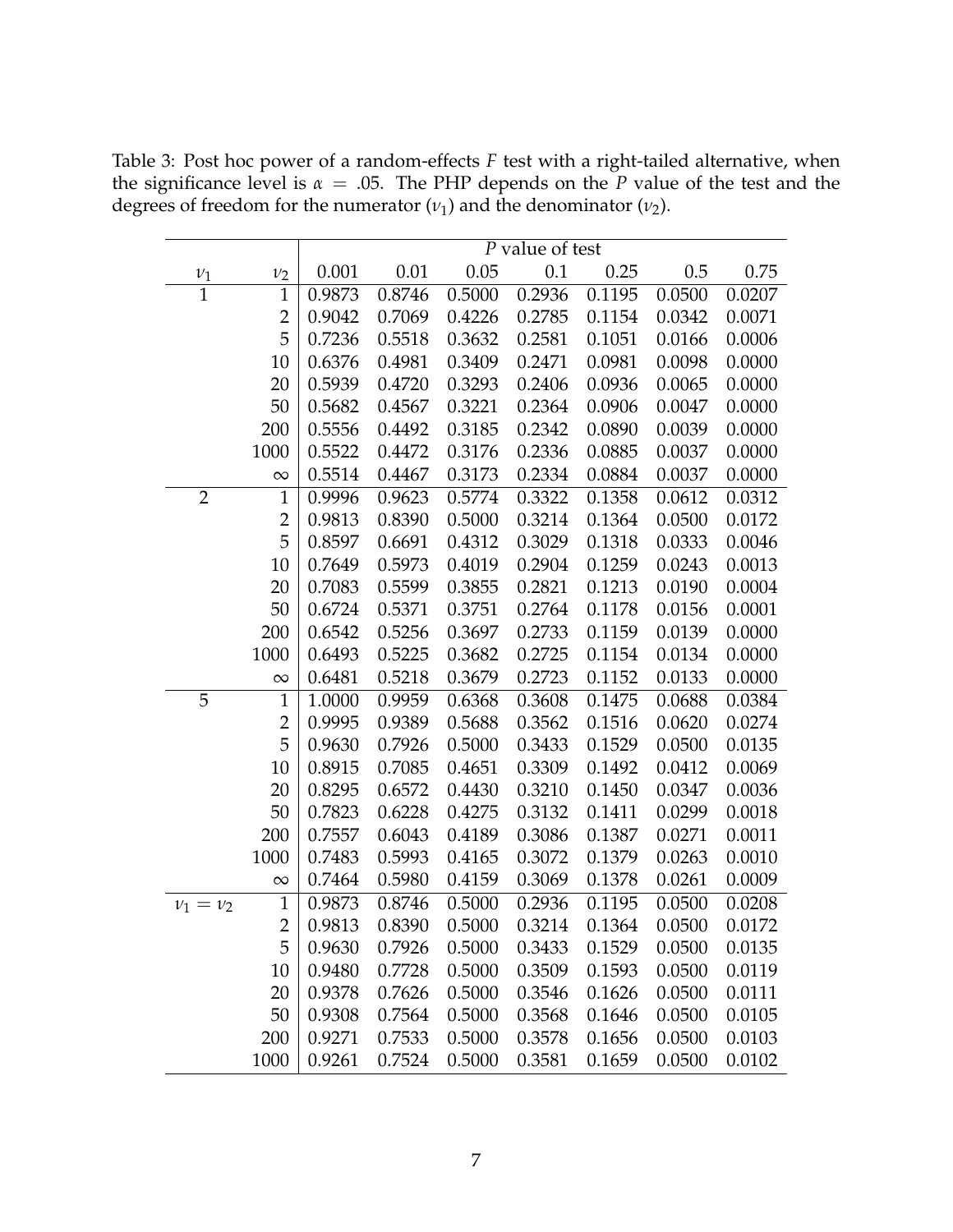Table 3: Post hoc power of a random-effects $F$ test with a right-tailed alternative, when the significance level is $\alpha = .05$. The PHP depends on the $P$ value of the test and the degrees of freedom for the numerator ($\nu_1$) and the denominator ($\nu_2$).

| | | $P$ value of test | | | | | | |
|---|---|---|---|---|---|---|---|---|
| $\nu_1$ | $\nu_2$ | 0.001 | 0.01 | 0.05 | 0.1 | 0.25 | 0.5 | 0.75 |
| 1 | 1 | 0.9873 | 0.8746 | 0.5000 | 0.2936 | 0.1195 | 0.0500 | 0.0207 |
| | 2 | 0.9042 | 0.7069 | 0.4226 | 0.2785 | 0.1154 | 0.0342 | 0.0071 |
| | 5 | 0.7236 | 0.5518 | 0.3632 | 0.2581 | 0.1051 | 0.0166 | 0.0006 |
| | 10 | 0.6376 | 0.4981 | 0.3409 | 0.2471 | 0.0981 | 0.0098 | 0.0000 |
| | 20 | 0.5939 | 0.4720 | 0.3293 | 0.2406 | 0.0936 | 0.0065 | 0.0000 |
| | 50 | 0.5682 | 0.4567 | 0.3221 | 0.2364 | 0.0906 | 0.0047 | 0.0000 |
| | 200 | 0.5556 | 0.4492 | 0.3185 | 0.2342 | 0.0890 | 0.0039 | 0.0000 |
| | 1000 | 0.5522 | 0.4472 | 0.3176 | 0.2336 | 0.0885 | 0.0037 | 0.0000 |
| | $\infty$ | 0.5514 | 0.4467 | 0.3173 | 0.2334 | 0.0884 | 0.0037 | 0.0000 |
| 2 | 1 | 0.9996 | 0.9623 | 0.5774 | 0.3322 | 0.1358 | 0.0612 | 0.0312 |
| | 2 | 0.9813 | 0.8390 | 0.5000 | 0.3214 | 0.1364 | 0.0500 | 0.0172 |
| | 5 | 0.8597 | 0.6691 | 0.4312 | 0.3029 | 0.1318 | 0.0333 | 0.0046 |
| | 10 | 0.7649 | 0.5973 | 0.4019 | 0.2904 | 0.1259 | 0.0243 | 0.0013 |
| | 20 | 0.7083 | 0.5599 | 0.3855 | 0.2821 | 0.1213 | 0.0190 | 0.0004 |
| | 50 | 0.6724 | 0.5371 | 0.3751 | 0.2764 | 0.1178 | 0.0156 | 0.0001 |
| | 200 | 0.6542 | 0.5256 | 0.3697 | 0.2733 | 0.1159 | 0.0139 | 0.0000 |
| | 1000 | 0.6493 | 0.5225 | 0.3682 | 0.2725 | 0.1154 | 0.0134 | 0.0000 |
| | $\infty$ | 0.6481 | 0.5218 | 0.3679 | 0.2723 | 0.1152 | 0.0133 | 0.0000 |
| 5 | 1 | 1.0000 | 0.9959 | 0.6368 | 0.3608 | 0.1475 | 0.0688 | 0.0384 |
| | 2 | 0.9995 | 0.9389 | 0.5688 | 0.3562 | 0.1516 | 0.0620 | 0.0274 |
| | 5 | 0.9630 | 0.7926 | 0.5000 | 0.3433 | 0.1529 | 0.0500 | 0.0135 |
| | 10 | 0.8915 | 0.7085 | 0.4651 | 0.3309 | 0.1492 | 0.0412 | 0.0069 |
| | 20 | 0.8295 | 0.6572 | 0.4430 | 0.3210 | 0.1450 | 0.0347 | 0.0036 |
| | 50 | 0.7823 | 0.6228 | 0.4275 | 0.3132 | 0.1411 | 0.0299 | 0.0018 |
| | 200 | 0.7557 | 0.6043 | 0.4189 | 0.3086 | 0.1387 | 0.0271 | 0.0011 |
| | 1000 | 0.7483 | 0.5993 | 0.4165 | 0.3072 | 0.1379 | 0.0263 | 0.0010 |
| | $\infty$ | 0.7464 | 0.5980 | 0.4159 | 0.3069 | 0.1378 | 0.0261 | 0.0009 |
| $\nu_1 = \nu_2$ | 1 | 0.9873 | 0.8746 | 0.5000 | 0.2936 | 0.1195 | 0.0500 | 0.0208 |
| | 2 | 0.9813 | 0.8390 | 0.5000 | 0.3214 | 0.1364 | 0.0500 | 0.0172 |
| | 5 | 0.9630 | 0.7926 | 0.5000 | 0.3433 | 0.1529 | 0.0500 | 0.0135 |
| | 10 | 0.9480 | 0.7728 | 0.5000 | 0.3509 | 0.1593 | 0.0500 | 0.0119 |
| | 20 | 0.9378 | 0.7626 | 0.5000 | 0.3546 | 0.1626 | 0.0500 | 0.0111 |
| | 50 | 0.9308 | 0.7564 | 0.5000 | 0.3568 | 0.1646 | 0.0500 | 0.0105 |
| | 200 | 0.9271 | 0.7533 | 0.5000 | 0.3578 | 0.1656 | 0.0500 | 0.0103 |
| | 1000 | 0.9261 | 0.7524 | 0.5000 | 0.3581 | 0.1659 | 0.0500 | 0.0102 |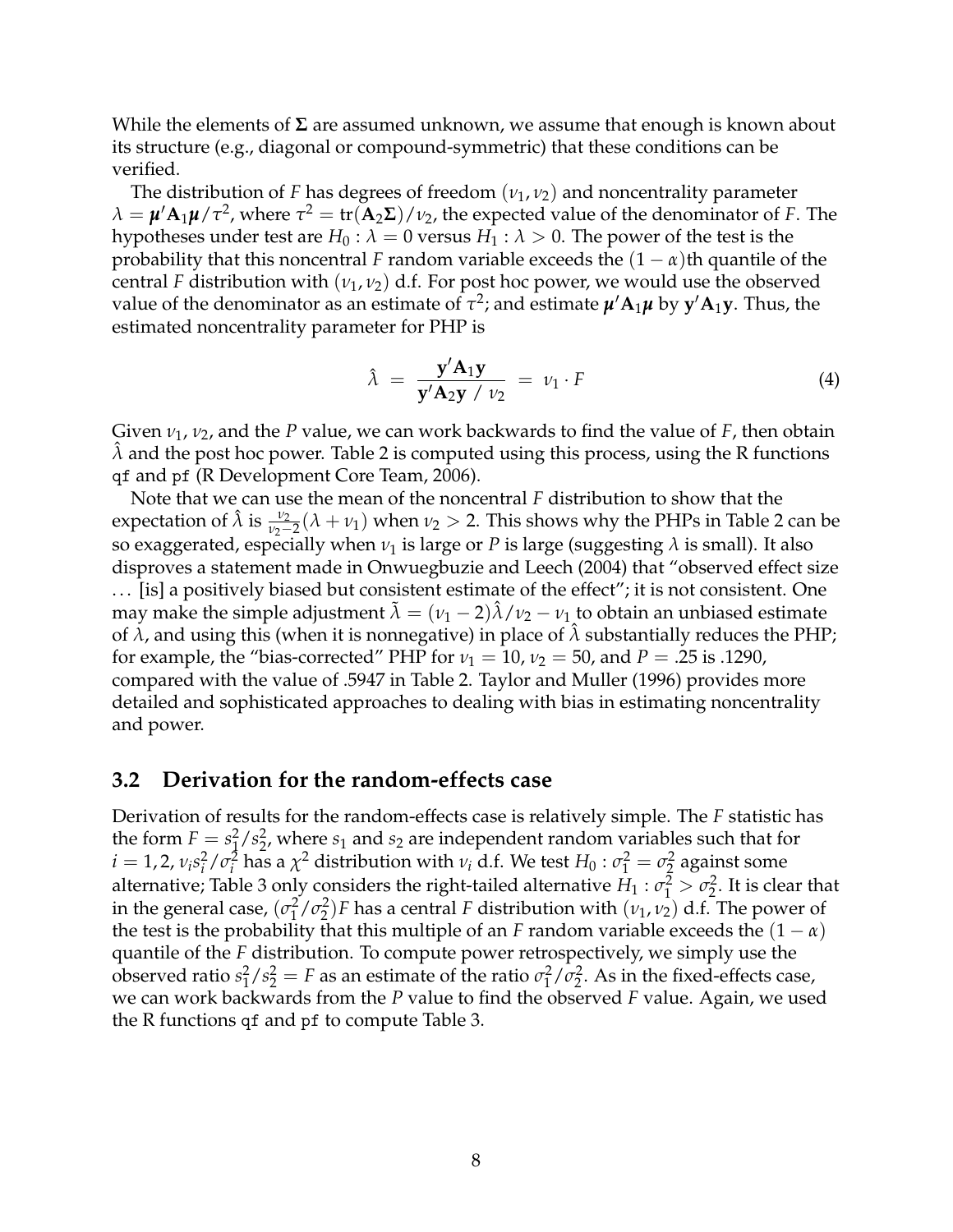While the elements of $\mathbf{\Sigma}$ are assumed unknown, we assume that enough is known about its structure (e.g., diagonal or compound-symmetric) that these conditions can be verified.

The distribution of $F$ has degrees of freedom $(\nu_1, \nu_2)$ and noncentrality parameter $\lambda = \boldsymbol{\mu}'\mathbf{A}_1\boldsymbol{\mu}/\tau^2$, where $\tau^2 = \text{tr}(\mathbf{A}_2\mathbf{\Sigma})/\nu_2$, the expected value of the denominator of $F$. The hypotheses under test are $H_0 : \lambda = 0$ versus $H_1 : \lambda > 0$. The power of the test is the probability that this noncentral $F$ random variable exceeds the $(1 - \alpha)$th quantile of the central $F$ distribution with $(\nu_1, \nu_2)$ d.f. For post hoc power, we would use the observed value of the denominator as an estimate of $\tau^2$; and estimate $\boldsymbol{\mu}'\mathbf{A}_1\boldsymbol{\mu}$ by $\mathbf{y}'\mathbf{A}_1\mathbf{y}$. Thus, the estimated noncentrality parameter for PHP is

$$\hat{\lambda} \;=\; \frac{\mathbf{y}'\mathbf{A}_1\mathbf{y}}{\mathbf{y}'\mathbf{A}_2\mathbf{y}\;/\;\nu_2} \;=\; \nu_1 \cdot F \tag{4}$$

Given $\nu_1$, $\nu_2$, and the $P$ value, we can work backwards to find the value of $F$, then obtain $\hat{\lambda}$ and the post hoc power. Table 2 is computed using this process, using the R functions `qf` and `pf` (R Development Core Team, 2006).

Note that we can use the mean of the noncentral $F$ distribution to show that the expectation of $\hat{\lambda}$ is $\frac{\nu_2}{\nu_2 - 2}(\lambda + \nu_1)$ when $\nu_2 > 2$. This shows why the PHPs in Table 2 can be so exaggerated, especially when $\nu_1$ is large or $P$ is large (suggesting $\lambda$ is small). It also disproves a statement made in Onwuegbuzie and Leech (2004) that "observed effect size ... [is] a positively biased but consistent estimate of the effect"; it is not consistent. One may make the simple adjustment $\tilde{\lambda} = (\nu_1 - 2)\hat{\lambda}/\nu_2 - \nu_1$ to obtain an unbiased estimate of $\lambda$, and using this (when it is nonnegative) in place of $\hat{\lambda}$ substantially reduces the PHP; for example, the "bias-corrected" PHP for $\nu_1 = 10$, $\nu_2 = 50$, and $P = .25$ is .1290, compared with the value of .5947 in Table 2. Taylor and Muller (1996) provides more detailed and sophisticated approaches to dealing with bias in estimating noncentrality and power.

## 3.2 Derivation for the random-effects case

Derivation of results for the random-effects case is relatively simple. The $F$ statistic has the form $F = s_1^2/s_2^2$, where $s_1$ and $s_2$ are independent random variables such that for $i = 1, 2$, $\nu_i s_i^2/\sigma_i^2$ has a $\chi^2$ distribution with $\nu_i$ d.f. We test $H_0 : \sigma_1^2 = \sigma_2^2$ against some alternative; Table 3 only considers the right-tailed alternative $H_1 : \sigma_1^2 > \sigma_2^2$. It is clear that in the general case, $(\sigma_1^2/\sigma_2^2)F$ has a central $F$ distribution with $(\nu_1, \nu_2)$ d.f. The power of the test is the probability that this multiple of an $F$ random variable exceeds the $(1 - \alpha)$ quantile of the $F$ distribution. To compute power retrospectively, we simply use the observed ratio $s_1^2/s_2^2 = F$ as an estimate of the ratio $\sigma_1^2/\sigma_2^2$. As in the fixed-effects case, we can work backwards from the $P$ value to find the observed $F$ value. Again, we used the R functions `qf` and `pf` to compute Table 3.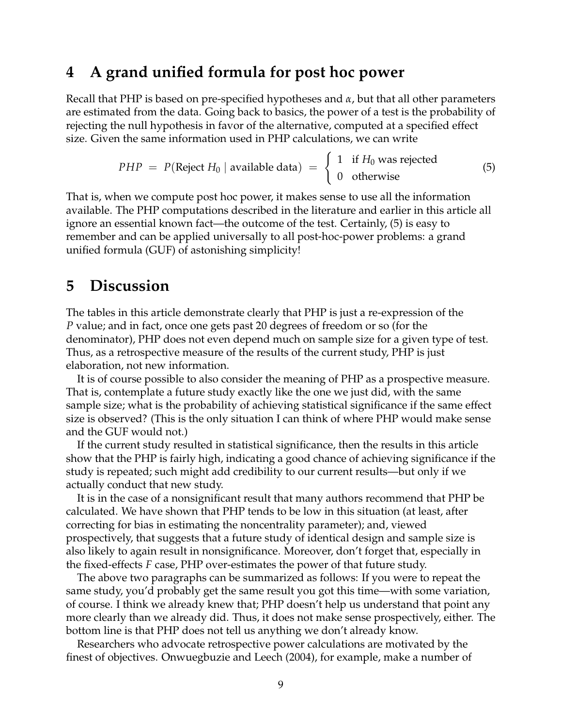## 4 A grand unified formula for post hoc power

Recall that PHP is based on pre-specified hypotheses and $\alpha$, but that all other parameters are estimated from the data. Going back to basics, the power of a test is the probability of rejecting the null hypothesis in favor of the alternative, computed at a specified effect size. Given the same information used in PHP calculations, we can write

$$PHP \;=\; P(\text{Reject } H_0 \mid \text{available data}) \;=\; \begin{cases} 1 & \text{if } H_0 \text{ was rejected} \\ 0 & \text{otherwise} \end{cases} \tag{5}$$

That is, when we compute post hoc power, it makes sense to use all the information available. The PHP computations described in the literature and earlier in this article all ignore an essential known fact—the outcome of the test. Certainly, (5) is easy to remember and can be applied universally to all post-hoc-power problems: a grand unified formula (GUF) of astonishing simplicity!

## 5 Discussion

The tables in this article demonstrate clearly that PHP is just a re-expression of the $P$ value; and in fact, once one gets past 20 degrees of freedom or so (for the denominator), PHP does not even depend much on sample size for a given type of test. Thus, as a retrospective measure of the results of the current study, PHP is just elaboration, not new information.

It is of course possible to also consider the meaning of PHP as a prospective measure. That is, contemplate a future study exactly like the one we just did, with the same sample size; what is the probability of achieving statistical significance if the same effect size is observed? (This is the only situation I can think of where PHP would make sense and the GUF would not.)

If the current study resulted in statistical significance, then the results in this article show that the PHP is fairly high, indicating a good chance of achieving significance if the study is repeated; such might add credibility to our current results—but only if we actually conduct that new study.

It is in the case of a nonsignificant result that many authors recommend that PHP be calculated. We have shown that PHP tends to be low in this situation (at least, after correcting for bias in estimating the noncentrality parameter); and, viewed prospectively, that suggests that a future study of identical design and sample size is also likely to again result in nonsignificance. Moreover, don't forget that, especially in the fixed-effects $F$ case, PHP over-estimates the power of that future study.

The above two paragraphs can be summarized as follows: If you were to repeat the same study, you'd probably get the same result you got this time—with some variation, of course. I think we already knew that; PHP doesn't help us understand that point any more clearly than we already did. Thus, it does not make sense prospectively, either. The bottom line is that PHP does not tell us anything we don't already know.

Researchers who advocate retrospective power calculations are motivated by the finest of objectives. Onwuegbuzie and Leech (2004), for example, make a number of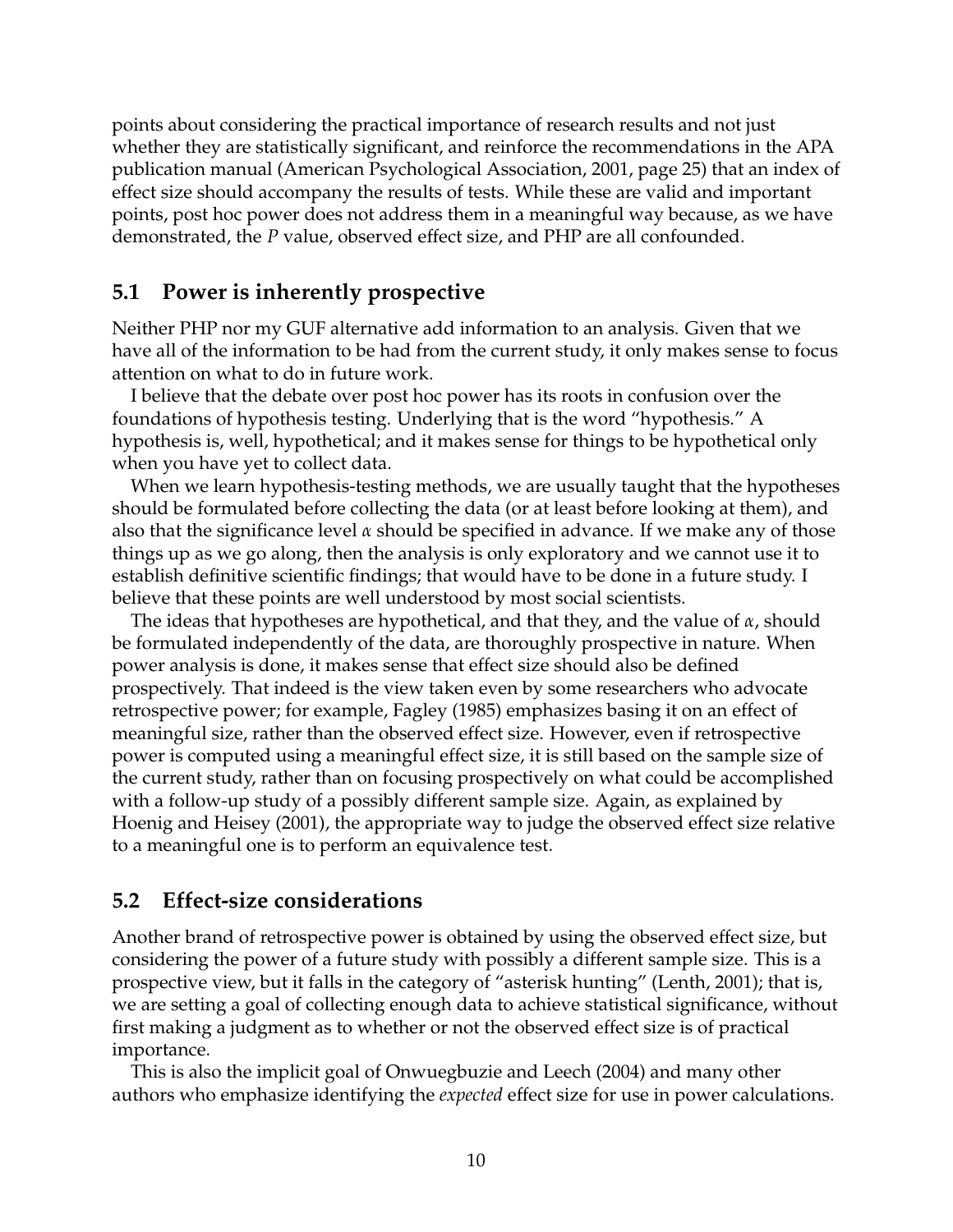points about considering the practical importance of research results and not just whether they are statistically significant, and reinforce the recommendations in the APA publication manual (American Psychological Association, 2001, page 25) that an index of effect size should accompany the results of tests. While these are valid and important points, post hoc power does not address them in a meaningful way because, as we have demonstrated, the *P* value, observed effect size, and PHP are all confounded.

## 5.1 Power is inherently prospective

Neither PHP nor my GUF alternative add information to an analysis. Given that we have all of the information to be had from the current study, it only makes sense to focus attention on what to do in future work.

I believe that the debate over post hoc power has its roots in confusion over the foundations of hypothesis testing. Underlying that is the word "hypothesis." A hypothesis is, well, hypothetical; and it makes sense for things to be hypothetical only when you have yet to collect data.

When we learn hypothesis-testing methods, we are usually taught that the hypotheses should be formulated before collecting the data (or at least before looking at them), and also that the significance level $\alpha$ should be specified in advance. If we make any of those things up as we go along, then the analysis is only exploratory and we cannot use it to establish definitive scientific findings; that would have to be done in a future study. I believe that these points are well understood by most social scientists.

The ideas that hypotheses are hypothetical, and that they, and the value of $\alpha$, should be formulated independently of the data, are thoroughly prospective in nature. When power analysis is done, it makes sense that effect size should also be defined prospectively. That indeed is the view taken even by some researchers who advocate retrospective power; for example, Fagley (1985) emphasizes basing it on an effect of meaningful size, rather than the observed effect size. However, even if retrospective power is computed using a meaningful effect size, it is still based on the sample size of the current study, rather than on focusing prospectively on what could be accomplished with a follow-up study of a possibly different sample size. Again, as explained by Hoenig and Heisey (2001), the appropriate way to judge the observed effect size relative to a meaningful one is to perform an equivalence test.

## 5.2 Effect-size considerations

Another brand of retrospective power is obtained by using the observed effect size, but considering the power of a future study with possibly a different sample size. This is a prospective view, but it falls in the category of "asterisk hunting" (Lenth, 2001); that is, we are setting a goal of collecting enough data to achieve statistical significance, without first making a judgment as to whether or not the observed effect size is of practical importance.

This is also the implicit goal of Onwuegbuzie and Leech (2004) and many other authors who emphasize identifying the *expected* effect size for use in power calculations.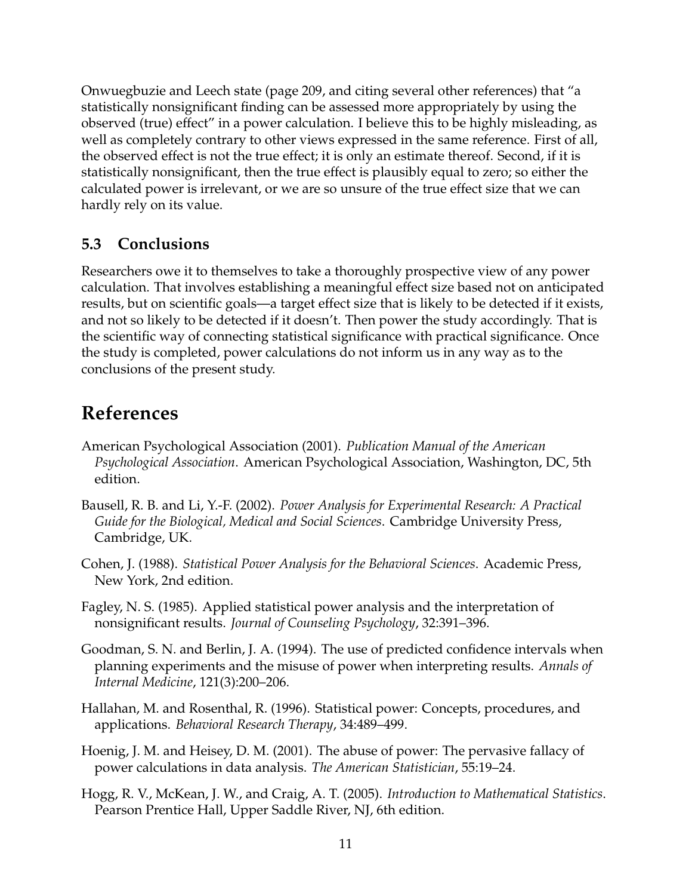Onwuegbuzie and Leech state (page 209, and citing several other references) that "a statistically nonsignificant finding can be assessed more appropriately by using the observed (true) effect" in a power calculation. I believe this to be highly misleading, as well as completely contrary to other views expressed in the same reference. First of all, the observed effect is not the true effect; it is only an estimate thereof. Second, if it is statistically nonsignificant, then the true effect is plausibly equal to zero; so either the calculated power is irrelevant, or we are so unsure of the true effect size that we can hardly rely on its value.

### 5.3 Conclusions

Researchers owe it to themselves to take a thoroughly prospective view of any power calculation. That involves establishing a meaningful effect size based not on anticipated results, but on scientific goals—a target effect size that is likely to be detected if it exists, and not so likely to be detected if it doesn't. Then power the study accordingly. That is the scientific way of connecting statistical significance with practical significance. Once the study is completed, power calculations do not inform us in any way as to the conclusions of the present study.

## References

American Psychological Association (2001). *Publication Manual of the American Psychological Association*. American Psychological Association, Washington, DC, 5th edition.

Bausell, R. B. and Li, Y.-F. (2002). *Power Analysis for Experimental Research: A Practical Guide for the Biological, Medical and Social Sciences*. Cambridge University Press, Cambridge, UK.

Cohen, J. (1988). *Statistical Power Analysis for the Behavioral Sciences*. Academic Press, New York, 2nd edition.

Fagley, N. S. (1985). Applied statistical power analysis and the interpretation of nonsignificant results. *Journal of Counseling Psychology*, 32:391–396.

Goodman, S. N. and Berlin, J. A. (1994). The use of predicted confidence intervals when planning experiments and the misuse of power when interpreting results. *Annals of Internal Medicine*, 121(3):200–206.

Hallahan, M. and Rosenthal, R. (1996). Statistical power: Concepts, procedures, and applications. *Behavioral Research Therapy*, 34:489–499.

Hoenig, J. M. and Heisey, D. M. (2001). The abuse of power: The pervasive fallacy of power calculations in data analysis. *The American Statistician*, 55:19–24.

Hogg, R. V., McKean, J. W., and Craig, A. T. (2005). *Introduction to Mathematical Statistics*. Pearson Prentice Hall, Upper Saddle River, NJ, 6th edition.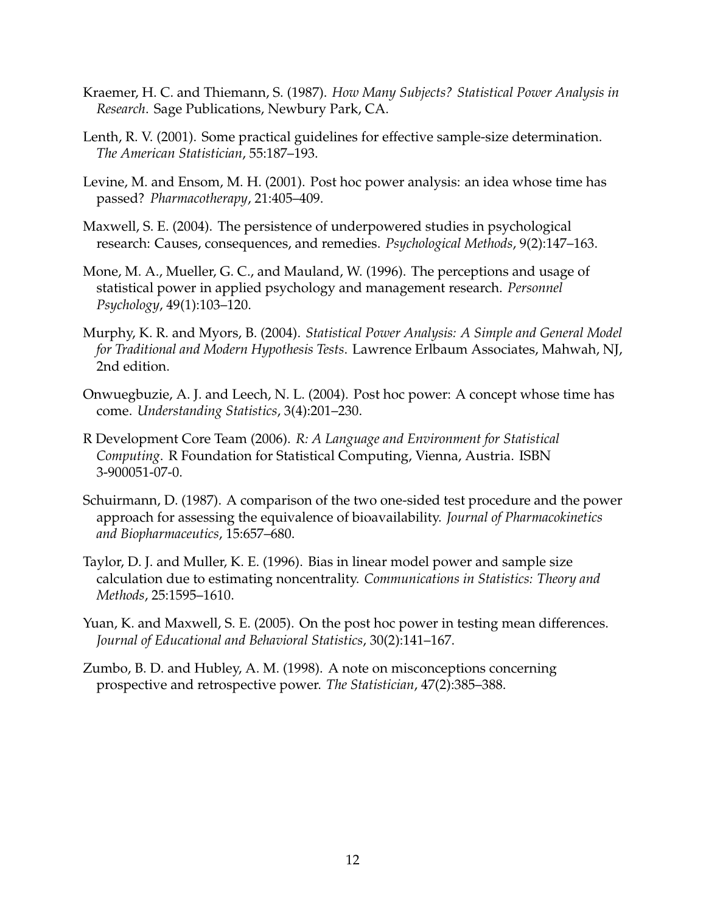Kraemer, H. C. and Thiemann, S. (1987). *How Many Subjects? Statistical Power Analysis in Research*. Sage Publications, Newbury Park, CA.

Lenth, R. V. (2001). Some practical guidelines for effective sample-size determination. *The American Statistician*, 55:187–193.

Levine, M. and Ensom, M. H. (2001). Post hoc power analysis: an idea whose time has passed? *Pharmacotherapy*, 21:405–409.

Maxwell, S. E. (2004). The persistence of underpowered studies in psychological research: Causes, consequences, and remedies. *Psychological Methods*, 9(2):147–163.

Mone, M. A., Mueller, G. C., and Mauland, W. (1996). The perceptions and usage of statistical power in applied psychology and management research. *Personnel Psychology*, 49(1):103–120.

Murphy, K. R. and Myors, B. (2004). *Statistical Power Analysis: A Simple and General Model for Traditional and Modern Hypothesis Tests*. Lawrence Erlbaum Associates, Mahwah, NJ, 2nd edition.

Onwuegbuzie, A. J. and Leech, N. L. (2004). Post hoc power: A concept whose time has come. *Understanding Statistics*, 3(4):201–230.

R Development Core Team (2006). *R: A Language and Environment for Statistical Computing*. R Foundation for Statistical Computing, Vienna, Austria. ISBN 3-900051-07-0.

Schuirmann, D. (1987). A comparison of the two one-sided test procedure and the power approach for assessing the equivalence of bioavailability. *Journal of Pharmacokinetics and Biopharmaceutics*, 15:657–680.

Taylor, D. J. and Muller, K. E. (1996). Bias in linear model power and sample size calculation due to estimating noncentrality. *Communications in Statistics: Theory and Methods*, 25:1595–1610.

Yuan, K. and Maxwell, S. E. (2005). On the post hoc power in testing mean differences. *Journal of Educational and Behavioral Statistics*, 30(2):141–167.

Zumbo, B. D. and Hubley, A. M. (1998). A note on misconceptions concerning prospective and retrospective power. *The Statistician*, 47(2):385–388.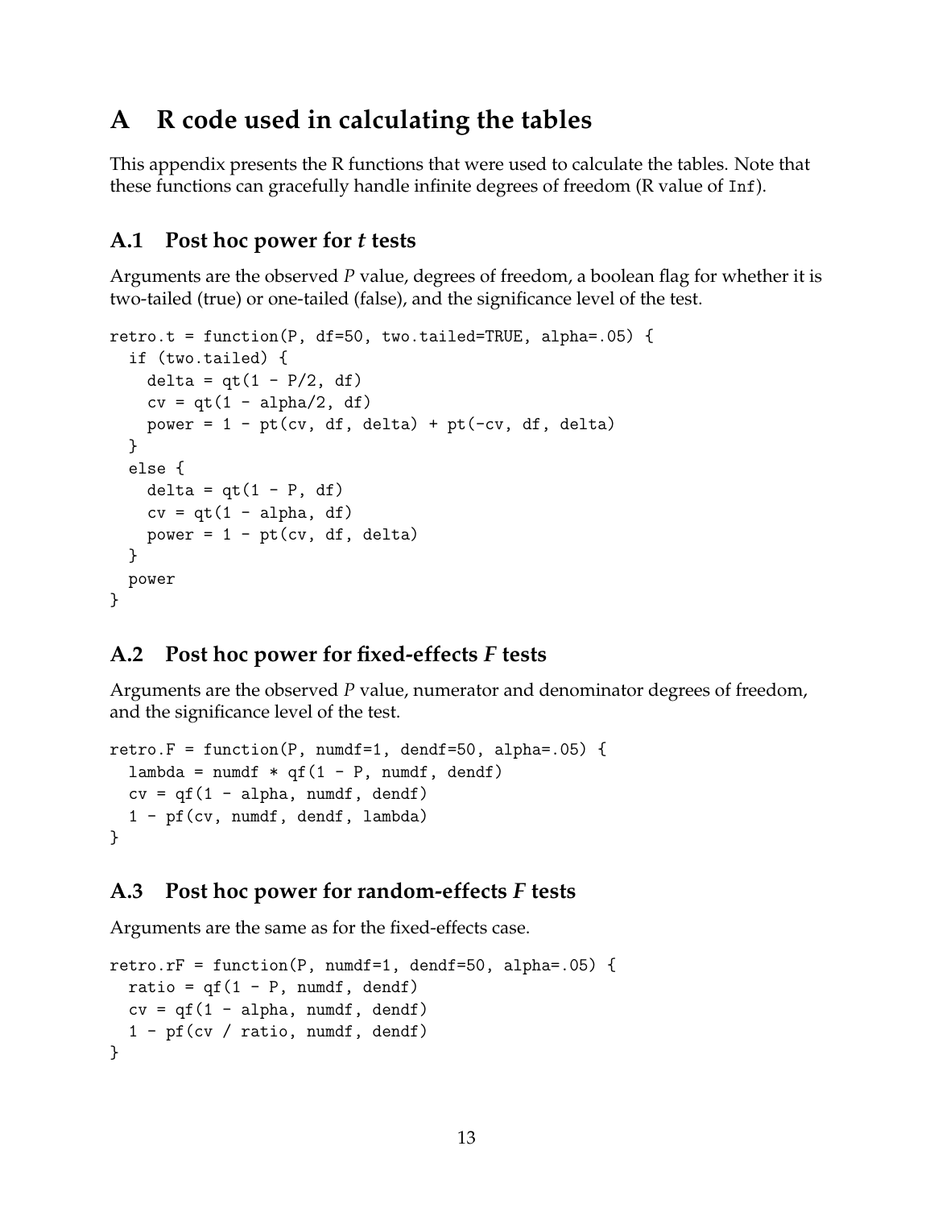# A R code used in calculating the tables

This appendix presents the R functions that were used to calculate the tables. Note that these functions can gracefully handle infinite degrees of freedom (R value of `Inf`).

## A.1 Post hoc power for *t* tests

Arguments are the observed *P* value, degrees of freedom, a boolean flag for whether it is two-tailed (true) or one-tailed (false), and the significance level of the test.

```
retro.t = function(P, df=50, two.tailed=TRUE, alpha=.05) {
  if (two.tailed) {
    delta = qt(1 - P/2, df)
    cv = qt(1 - alpha/2, df)
    power = 1 - pt(cv, df, delta) + pt(-cv, df, delta)
  }
  else {
    delta = qt(1 - P, df)
    cv = qt(1 - alpha, df)
    power = 1 - pt(cv, df, delta)
  }
  power
}
```

## A.2 Post hoc power for fixed-effects *F* tests

Arguments are the observed *P* value, numerator and denominator degrees of freedom, and the significance level of the test.

```
retro.F = function(P, numdf=1, dendf=50, alpha=.05) {
  lambda = numdf * qf(1 - P, numdf, dendf)
  cv = qf(1 - alpha, numdf, dendf)
  1 - pf(cv, numdf, dendf, lambda)
}
```

## A.3 Post hoc power for random-effects *F* tests

Arguments are the same as for the fixed-effects case.

```
retro.rF = function(P, numdf=1, dendf=50, alpha=.05) {
  ratio = qf(1 - P, numdf, dendf)
  cv = qf(1 - alpha, numdf, dendf)
  1 - pf(cv / ratio, numdf, dendf)
}
```